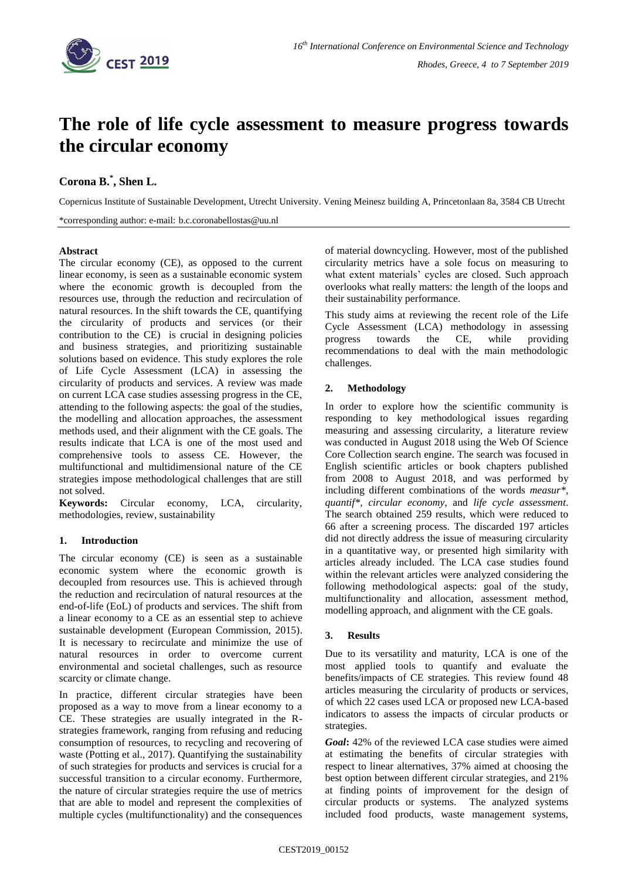# The role of life cycle assessment to measure progress towards the circular economy

**Corona B.[*], Shen L.**

Copernicus Institute of Sustainable Development, Utrecht University. Vening Meinesz building A, Princetonlaan 8a, 3584 CB Utrecht

*corresponding author: e-mail: b.c.coronabellostas@uu.nl

## Abstract

The circular economy (CE), as opposed to the current linear economy, is seen as a sustainable economic system where the economic growth is decoupled from the resources use, through the reduction and recirculation of natural resources. In the shift towards the CE, quantifying the circularity of products and services (or their contribution to the CE) is crucial in designing policies and business strategies, and prioritizing sustainable solutions based on evidence. This study explores the role of Life Cycle Assessment (LCA) in assessing the circularity of products and services. A review was made on current LCA case studies assessing progress in the CE, attending to the following aspects: the goal of the studies, the modelling and allocation approaches, the assessment methods used, and their alignment with the CE goals. The results indicate that LCA is one of the most used and comprehensive tools to assess CE. However, the multifunctional and multidimensional nature of the CE strategies impose methodological challenges that are still not solved.

**Keywords:** Circular economy, LCA, circularity, methodologies, review, sustainability

## 1. Introduction

The circular economy (CE) is seen as a sustainable economic system where the economic growth is decoupled from resources use. This is achieved through the reduction and recirculation of natural resources at the end-of-life (EoL) of products and services. The shift from a linear economy to a CE as an essential step to achieve sustainable development (European Commission, 2015). It is necessary to recirculate and minimize the use of natural resources in order to overcome current environmental and societal challenges, such as resource scarcity or climate change.

In practice, different circular strategies have been proposed as a way to move from a linear economy to a CE. These strategies are usually integrated in the R-strategies framework, ranging from refusing and reducing consumption of resources, to recycling and recovering of waste (Potting et al., 2017). Quantifying the sustainability of such strategies for products and services is crucial for a successful transition to a circular economy. Furthermore, the nature of circular strategies require the use of metrics that are able to model and represent the complexities of multiple cycles (multifunctionality) and the consequences of material downcycling. However, most of the published circularity metrics have a sole focus on measuring to what extent materials' cycles are closed. Such approach overlooks what really matters: the length of the loops and their sustainability performance.

This study aims at reviewing the recent role of the Life Cycle Assessment (LCA) methodology in assessing progress towards the CE, while providing recommendations to deal with the main methodologic challenges.

## 2. Methodology

In order to explore how the scientific community is responding to key methodological issues regarding measuring and assessing circularity, a literature review was conducted in August 2018 using the Web Of Science Core Collection search engine. The search was focused in English scientific articles or book chapters published from 2008 to August 2018, and was performed by including different combinations of the words *measur**, *quantif**, *circular economy*, and *life cycle assessment*. The search obtained 259 results, which were reduced to 66 after a screening process. The discarded 197 articles did not directly address the issue of measuring circularity in a quantitative way, or presented high similarity with articles already included. The LCA case studies found within the relevant articles were analyzed considering the following methodological aspects: goal of the study, multifunctionality and allocation, assessment method, modelling approach, and alignment with the CE goals.

## 3. Results

Due to its versatility and maturity, LCA is one of the most applied tools to quantify and evaluate the benefits/impacts of CE strategies. This review found 48 articles measuring the circularity of products or services, of which 22 cases used LCA or proposed new LCA-based indicators to assess the impacts of circular products or strategies.

***Goal*:** 42% of the reviewed LCA case studies were aimed at estimating the benefits of circular strategies with respect to linear alternatives, 37% aimed at choosing the best option between different circular strategies, and 21% at finding points of improvement for the design of circular products or systems. The analyzed systems included food products, waste management systems,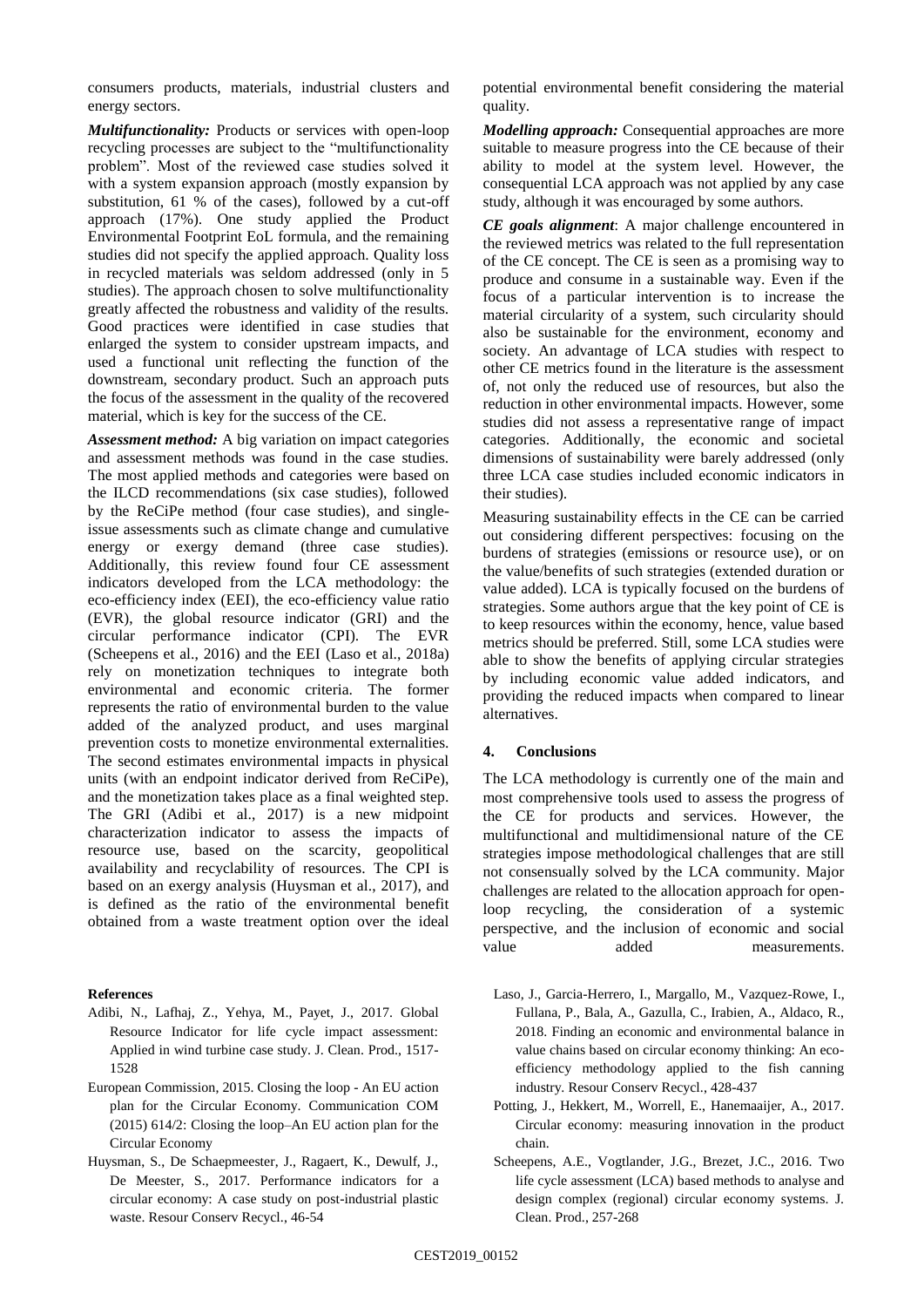consumers products, materials, industrial clusters and energy sectors.

***Multifunctionality:*** Products or services with open-loop recycling processes are subject to the "multifunctionality problem". Most of the reviewed case studies solved it with a system expansion approach (mostly expansion by substitution, 61 % of the cases), followed by a cut-off approach (17%). One study applied the Product Environmental Footprint EoL formula, and the remaining studies did not specify the applied approach. Quality loss in recycled materials was seldom addressed (only in 5 studies). The approach chosen to solve multifunctionality greatly affected the robustness and validity of the results. Good practices were identified in case studies that enlarged the system to consider upstream impacts, and used a functional unit reflecting the function of the downstream, secondary product. Such an approach puts the focus of the assessment in the quality of the recovered material, which is key for the success of the CE.

***Assessment method:*** A big variation on impact categories and assessment methods was found in the case studies. The most applied methods and categories were based on the ILCD recommendations (six case studies), followed by the ReCiPe method (four case studies), and single-issue assessments such as climate change and cumulative energy or exergy demand (three case studies). Additionally, this review found four CE assessment indicators developed from the LCA methodology: the eco-efficiency index (EEI), the eco-efficiency value ratio (EVR), the global resource indicator (GRI) and the circular performance indicator (CPI). The EVR (Scheepens et al., 2016) and the EEI (Laso et al., 2018a) rely on monetization techniques to integrate both environmental and economic criteria. The former represents the ratio of environmental burden to the value added of the analyzed product, and uses marginal prevention costs to monetize environmental externalities. The second estimates environmental impacts in physical units (with an endpoint indicator derived from ReCiPe), and the monetization takes place as a final weighted step. The GRI (Adibi et al., 2017) is a new midpoint characterization indicator to assess the impacts of resource use, based on the scarcity, geopolitical availability and recyclability of resources. The CPI is based on an exergy analysis (Huysman et al., 2017), and is defined as the ratio of the environmental benefit obtained from a waste treatment option over the ideal potential environmental benefit considering the material quality.

***Modelling approach:*** Consequential approaches are more suitable to measure progress into the CE because of their ability to model at the system level. However, the consequential LCA approach was not applied by any case study, although it was encouraged by some authors.

***CE goals alignment*****:** A major challenge encountered in the reviewed metrics was related to the full representation of the CE concept. The CE is seen as a promising way to produce and consume in a sustainable way. Even if the focus of a particular intervention is to increase the material circularity of a system, such circularity should also be sustainable for the environment, economy and society. An advantage of LCA studies with respect to other CE metrics found in the literature is the assessment of, not only the reduced use of resources, but also the reduction in other environmental impacts. However, some studies did not assess a representative range of impact categories. Additionally, the economic and societal dimensions of sustainability were barely addressed (only three LCA case studies included economic indicators in their studies).

Measuring sustainability effects in the CE can be carried out considering different perspectives: focusing on the burdens of strategies (emissions or resource use), or on the value/benefits of such strategies (extended duration or value added). LCA is typically focused on the burdens of strategies. Some authors argue that the key point of CE is to keep resources within the economy, hence, value based metrics should be preferred. Still, some LCA studies were able to show the benefits of applying circular strategies by including economic value added indicators, and providing the reduced impacts when compared to linear alternatives.

## 4. Conclusions

The LCA methodology is currently one of the main and most comprehensive tools used to assess the progress of the CE for products and services. However, the multifunctional and multidimensional nature of the CE strategies impose methodological challenges that are still not consensually solved by the LCA community. Major challenges are related to the allocation approach for open-loop recycling, the consideration of a systemic perspective, and the inclusion of economic and social value added measurements.

**References**

Adibi, N., Lafhaj, Z., Yehya, M., Payet, J., 2017. Global Resource Indicator for life cycle impact assessment: Applied in wind turbine case study. J. Clean. Prod., 1517-1528

European Commission, 2015. Closing the loop - An EU action plan for the Circular Economy. Communication COM (2015) 614/2: Closing the loop–An EU action plan for the Circular Economy

Huysman, S., De Schaepmeester, J., Ragaert, K., Dewulf, J., De Meester, S., 2017. Performance indicators for a circular economy: A case study on post-industrial plastic waste. Resour Conserv Recycl., 46-54

Laso, J., Garcia-Herrero, I., Margallo, M., Vazquez-Rowe, I., Fullana, P., Bala, A., Gazulla, C., Irabien, A., Aldaco, R., 2018. Finding an economic and environmental balance in value chains based on circular economy thinking: An eco-efficiency methodology applied to the fish canning industry. Resour Conserv Recycl., 428-437

Potting, J., Hekkert, M., Worrell, E., Hanemaaijer, A., 2017. Circular economy: measuring innovation in the product chain.

Scheepens, A.E., Vogtlander, J.G., Brezet, J.C., 2016. Two life cycle assessment (LCA) based methods to analyse and design complex (regional) circular economy systems. J. Clean. Prod., 257-268